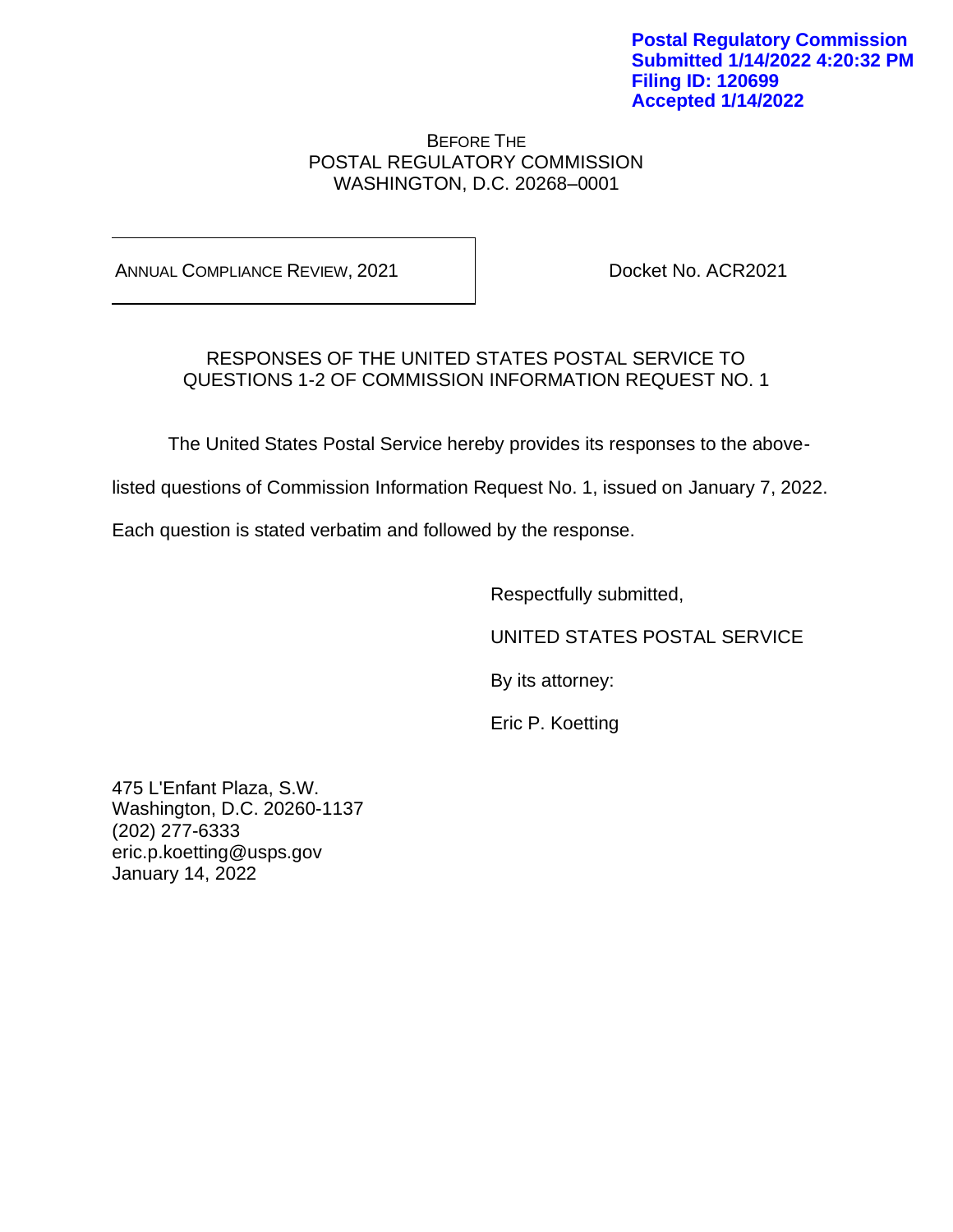**Postal Regulatory Commission**
**Submitted 1/14/2022 4:20:32 PM**
**Filing ID: 120699**
**Accepted 1/14/2022**

BEFORE THE
POSTAL REGULATORY COMMISSION
WASHINGTON, D.C. 20268–0001

| ANNUAL COMPLIANCE REVIEW, 2021 | Docket No. ACR2021 |
|---|---|

RESPONSES OF THE UNITED STATES POSTAL SERVICE TO
QUESTIONS 1-2 OF COMMISSION INFORMATION REQUEST NO. 1

The United States Postal Service hereby provides its responses to the above-listed questions of Commission Information Request No. 1, issued on January 7, 2022. Each question is stated verbatim and followed by the response.

Respectfully submitted,

UNITED STATES POSTAL SERVICE

By its attorney:

Eric P. Koetting

475 L'Enfant Plaza, S.W.
Washington, D.C. 20260-1137
(202) 277-6333
eric.p.koetting@usps.gov
January 14, 2022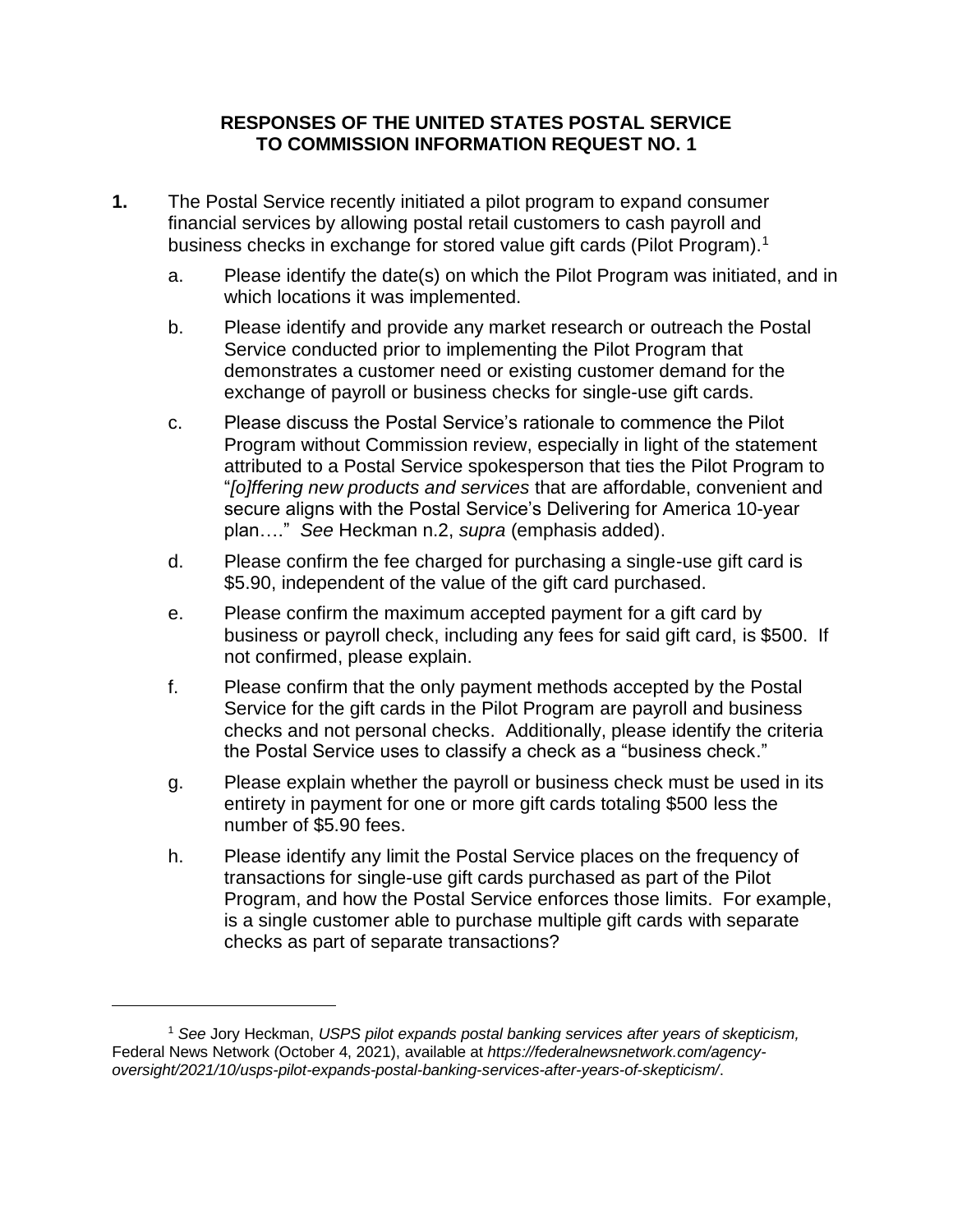**RESPONSES OF THE UNITED STATES POSTAL SERVICE TO COMMISSION INFORMATION REQUEST NO. 1**

**1.** The Postal Service recently initiated a pilot program to expand consumer financial services by allowing postal retail customers to cash payroll and business checks in exchange for stored value gift cards (Pilot Program).[1]

a. Please identify the date(s) on which the Pilot Program was initiated, and in which locations it was implemented.

b. Please identify and provide any market research or outreach the Postal Service conducted prior to implementing the Pilot Program that demonstrates a customer need or existing customer demand for the exchange of payroll or business checks for single-use gift cards.

c. Please discuss the Postal Service's rationale to commence the Pilot Program without Commission review, especially in light of the statement attributed to a Postal Service spokesperson that ties the Pilot Program to "*[o]ffering new products and services* that are affordable, convenient and secure aligns with the Postal Service's Delivering for America 10-year plan…." *See* Heckman n.2, *supra* (emphasis added).

d. Please confirm the fee charged for purchasing a single-use gift card is $5.90, independent of the value of the gift card purchased.

e. Please confirm the maximum accepted payment for a gift card by business or payroll check, including any fees for said gift card, is $500. If not confirmed, please explain.

f. Please confirm that the only payment methods accepted by the Postal Service for the gift cards in the Pilot Program are payroll and business checks and not personal checks. Additionally, please identify the criteria the Postal Service uses to classify a check as a "business check."

g. Please explain whether the payroll or business check must be used in its entirety in payment for one or more gift cards totaling $500 less the number of $5.90 fees.

h. Please identify any limit the Postal Service places on the frequency of transactions for single-use gift cards purchased as part of the Pilot Program, and how the Postal Service enforces those limits. For example, is a single customer able to purchase multiple gift cards with separate checks as part of separate transactions?

---

[1] *See* Jory Heckman, *USPS pilot expands postal banking services after years of skepticism,* Federal News Network (October 4, 2021), available at *https://federalnewsnetwork.com/agency-oversight/2021/10/usps-pilot-expands-postal-banking-services-after-years-of-skepticism/*.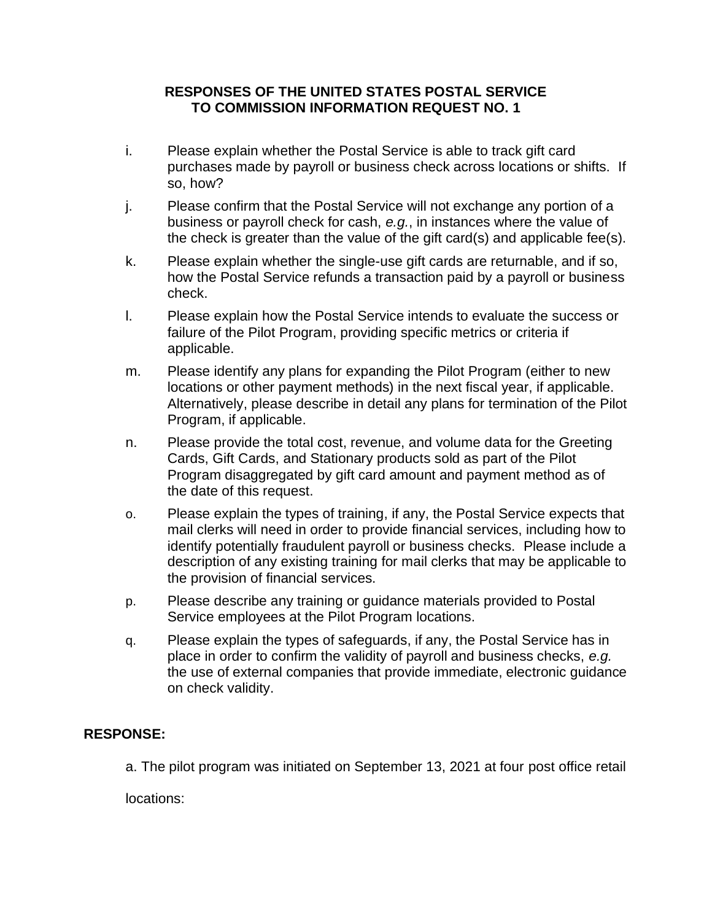**RESPONSES OF THE UNITED STATES POSTAL SERVICE TO COMMISSION INFORMATION REQUEST NO. 1**

i. Please explain whether the Postal Service is able to track gift card purchases made by payroll or business check across locations or shifts. If so, how?

j. Please confirm that the Postal Service will not exchange any portion of a business or payroll check for cash, *e.g.*, in instances where the value of the check is greater than the value of the gift card(s) and applicable fee(s).

k. Please explain whether the single-use gift cards are returnable, and if so, how the Postal Service refunds a transaction paid by a payroll or business check.

l. Please explain how the Postal Service intends to evaluate the success or failure of the Pilot Program, providing specific metrics or criteria if applicable.

m. Please identify any plans for expanding the Pilot Program (either to new locations or other payment methods) in the next fiscal year, if applicable. Alternatively, please describe in detail any plans for termination of the Pilot Program, if applicable.

n. Please provide the total cost, revenue, and volume data for the Greeting Cards, Gift Cards, and Stationary products sold as part of the Pilot Program disaggregated by gift card amount and payment method as of the date of this request.

o. Please explain the types of training, if any, the Postal Service expects that mail clerks will need in order to provide financial services, including how to identify potentially fraudulent payroll or business checks. Please include a description of any existing training for mail clerks that may be applicable to the provision of financial services.

p. Please describe any training or guidance materials provided to Postal Service employees at the Pilot Program locations.

q. Please explain the types of safeguards, if any, the Postal Service has in place in order to confirm the validity of payroll and business checks, *e.g.* the use of external companies that provide immediate, electronic guidance on check validity.

**RESPONSE:**

a. The pilot program was initiated on September 13, 2021 at four post office retail locations: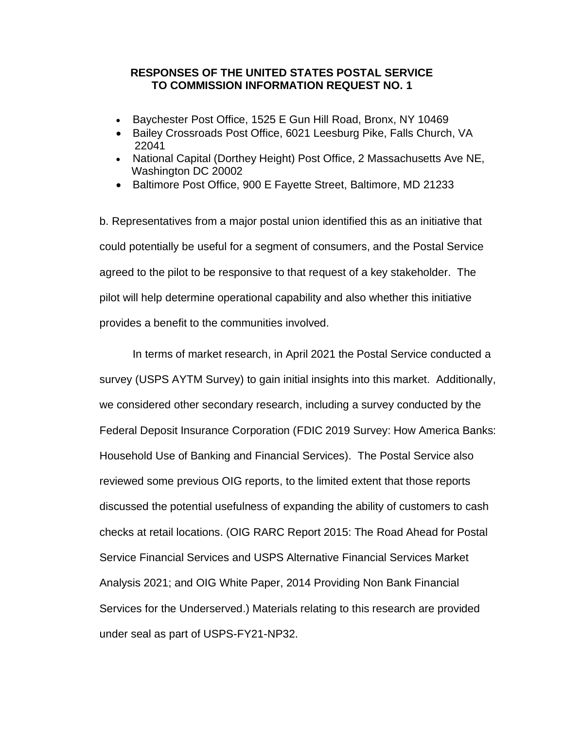**RESPONSES OF THE UNITED STATES POSTAL SERVICE TO COMMISSION INFORMATION REQUEST NO. 1**

- Baychester Post Office, 1525 E Gun Hill Road, Bronx, NY 10469
- Bailey Crossroads Post Office, 6021 Leesburg Pike, Falls Church, VA 22041
- National Capital (Dorthey Height) Post Office, 2 Massachusetts Ave NE, Washington DC 20002
- Baltimore Post Office, 900 E Fayette Street, Baltimore, MD 21233

b. Representatives from a major postal union identified this as an initiative that could potentially be useful for a segment of consumers, and the Postal Service agreed to the pilot to be responsive to that request of a key stakeholder. The pilot will help determine operational capability and also whether this initiative provides a benefit to the communities involved.

In terms of market research, in April 2021 the Postal Service conducted a survey (USPS AYTM Survey) to gain initial insights into this market. Additionally, we considered other secondary research, including a survey conducted by the Federal Deposit Insurance Corporation (FDIC 2019 Survey: How America Banks: Household Use of Banking and Financial Services). The Postal Service also reviewed some previous OIG reports, to the limited extent that those reports discussed the potential usefulness of expanding the ability of customers to cash checks at retail locations. (OIG RARC Report 2015: The Road Ahead for Postal Service Financial Services and USPS Alternative Financial Services Market Analysis 2021; and OIG White Paper, 2014 Providing Non Bank Financial Services for the Underserved.) Materials relating to this research are provided under seal as part of USPS-FY21-NP32.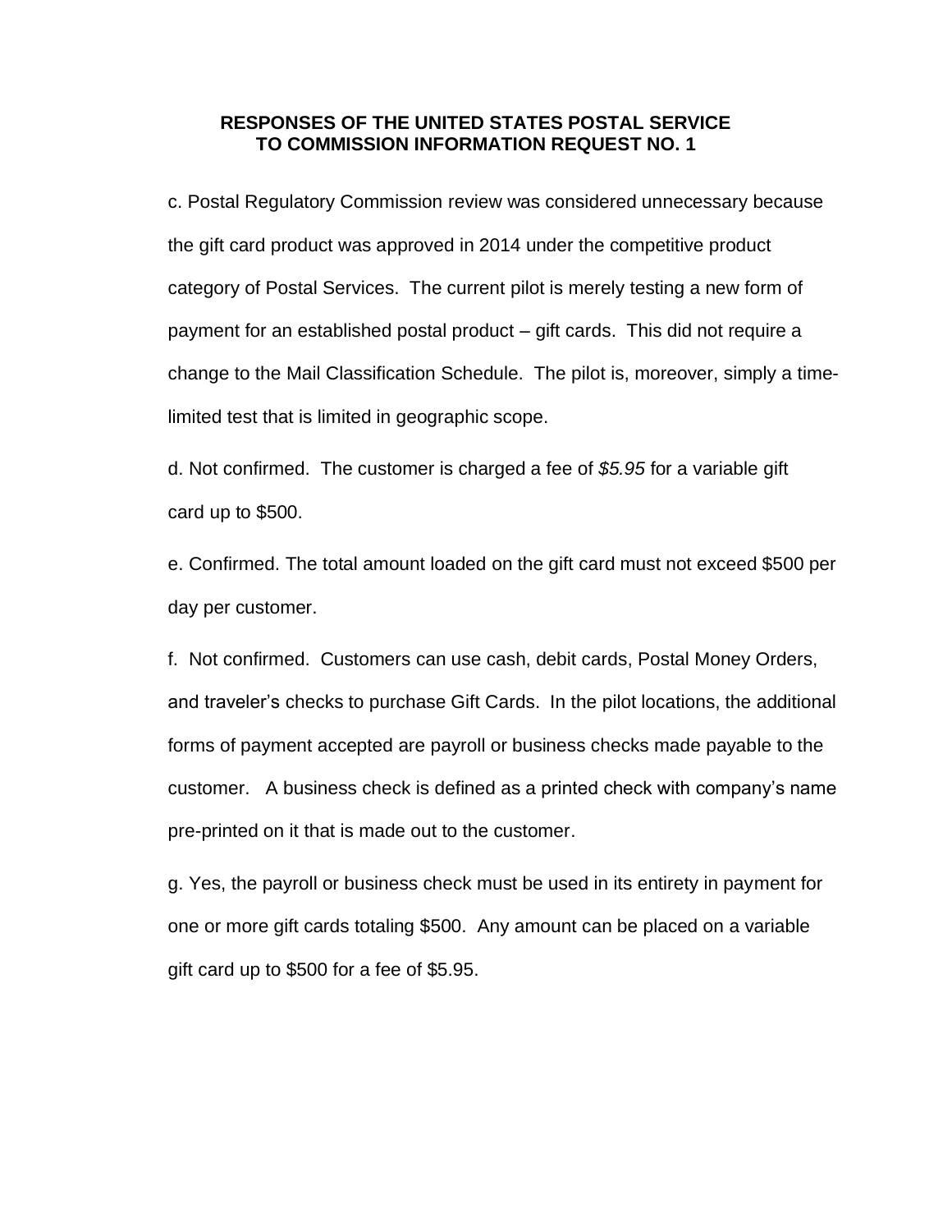**RESPONSES OF THE UNITED STATES POSTAL SERVICE TO COMMISSION INFORMATION REQUEST NO. 1**

c. Postal Regulatory Commission review was considered unnecessary because the gift card product was approved in 2014 under the competitive product category of Postal Services. The current pilot is merely testing a new form of payment for an established postal product – gift cards. This did not require a change to the Mail Classification Schedule. The pilot is, moreover, simply a time-limited test that is limited in geographic scope.

d. Not confirmed. The customer is charged a fee of *$5.95* for a variable gift card up to $500.

e. Confirmed. The total amount loaded on the gift card must not exceed $500 per day per customer.

f. Not confirmed. Customers can use cash, debit cards, Postal Money Orders, and traveler's checks to purchase Gift Cards. In the pilot locations, the additional forms of payment accepted are payroll or business checks made payable to the customer. A business check is defined as a printed check with company's name pre-printed on it that is made out to the customer.

g. Yes, the payroll or business check must be used in its entirety in payment for one or more gift cards totaling $500. Any amount can be placed on a variable gift card up to $500 for a fee of $5.95.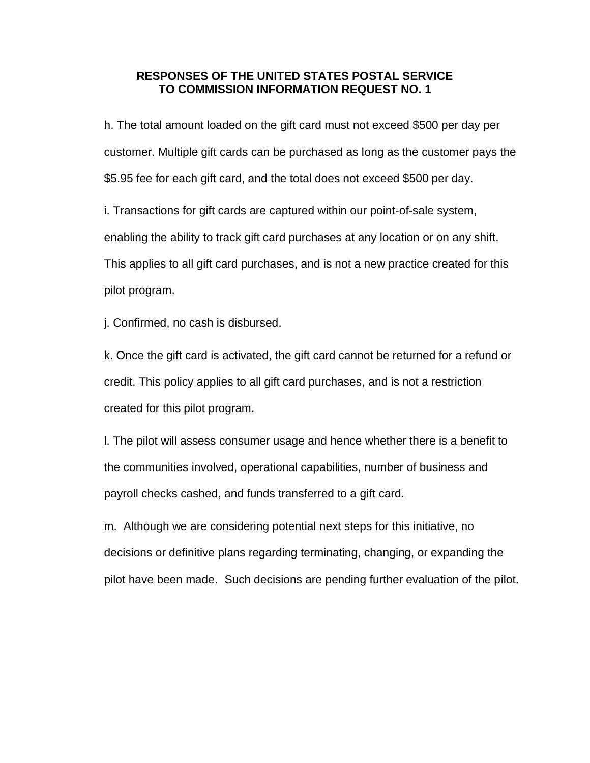**RESPONSES OF THE UNITED STATES POSTAL SERVICE TO COMMISSION INFORMATION REQUEST NO. 1**

h. The total amount loaded on the gift card must not exceed $500 per day per customer. Multiple gift cards can be purchased as long as the customer pays the $5.95 fee for each gift card, and the total does not exceed $500 per day.

i. Transactions for gift cards are captured within our point-of-sale system, enabling the ability to track gift card purchases at any location or on any shift. This applies to all gift card purchases, and is not a new practice created for this pilot program.

j. Confirmed, no cash is disbursed.

k. Once the gift card is activated, the gift card cannot be returned for a refund or credit. This policy applies to all gift card purchases, and is not a restriction created for this pilot program.

l. The pilot will assess consumer usage and hence whether there is a benefit to the communities involved, operational capabilities, number of business and payroll checks cashed, and funds transferred to a gift card.

m. Although we are considering potential next steps for this initiative, no decisions or definitive plans regarding terminating, changing, or expanding the pilot have been made. Such decisions are pending further evaluation of the pilot.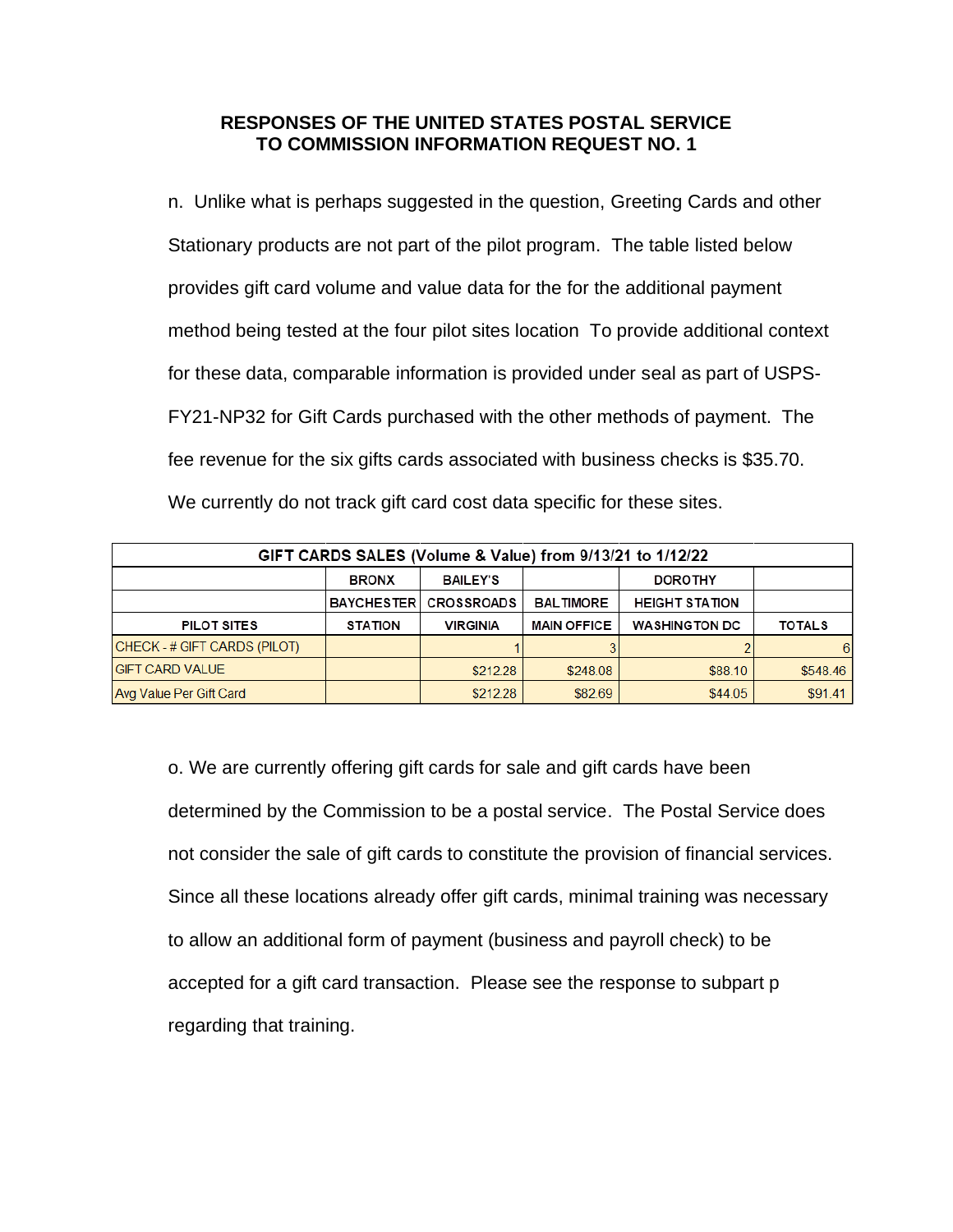**RESPONSES OF THE UNITED STATES POSTAL SERVICE TO COMMISSION INFORMATION REQUEST NO. 1**

n. Unlike what is perhaps suggested in the question, Greeting Cards and other Stationary products are not part of the pilot program. The table listed below provides gift card volume and value data for the for the additional payment method being tested at the four pilot sites location To provide additional context for these data, comparable information is provided under seal as part of USPS-FY21-NP32 for Gift Cards purchased with the other methods of payment. The fee revenue for the six gifts cards associated with business checks is $35.70. We currently do not track gift card cost data specific for these sites.

| GIFT CARDS SALES (Volume & Value) from 9/13/21 to 1/12/22 | | | | | |
|---|---|---|---|---|---|
| | BRONX | BAILEY'S | | DOROTHY | |
| | BAYCHESTER | CROSSROADS | BALTIMORE | HEIGHT STATION | |
| PILOT SITES | STATION | VIRGINIA | MAIN OFFICE | WASHINGTON DC | TOTALS |
| CHECK - # GIFT CARDS (PILOT) | | 1 | 3 | 2 | 6 |
| GIFT CARD VALUE | | $212.28 | $248.08 | $88.10 | $548.46 |
| Avg Value Per Gift Card | | $212.28 | $82.69 | $44.05 | $91.41 |

o. We are currently offering gift cards for sale and gift cards have been determined by the Commission to be a postal service. The Postal Service does not consider the sale of gift cards to constitute the provision of financial services. Since all these locations already offer gift cards, minimal training was necessary to allow an additional form of payment (business and payroll check) to be accepted for a gift card transaction. Please see the response to subpart p regarding that training.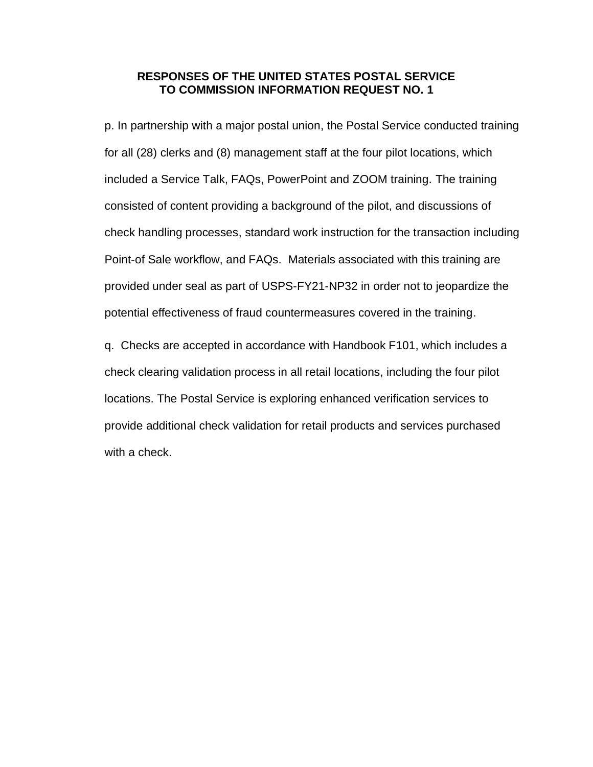**RESPONSES OF THE UNITED STATES POSTAL SERVICE TO COMMISSION INFORMATION REQUEST NO. 1**

p. In partnership with a major postal union, the Postal Service conducted training for all (28) clerks and (8) management staff at the four pilot locations, which included a Service Talk, FAQs, PowerPoint and ZOOM training. The training consisted of content providing a background of the pilot, and discussions of check handling processes, standard work instruction for the transaction including Point-of Sale workflow, and FAQs. Materials associated with this training are provided under seal as part of USPS-FY21-NP32 in order not to jeopardize the potential effectiveness of fraud countermeasures covered in the training.

q. Checks are accepted in accordance with Handbook F101, which includes a check clearing validation process in all retail locations, including the four pilot locations. The Postal Service is exploring enhanced verification services to provide additional check validation for retail products and services purchased with a check.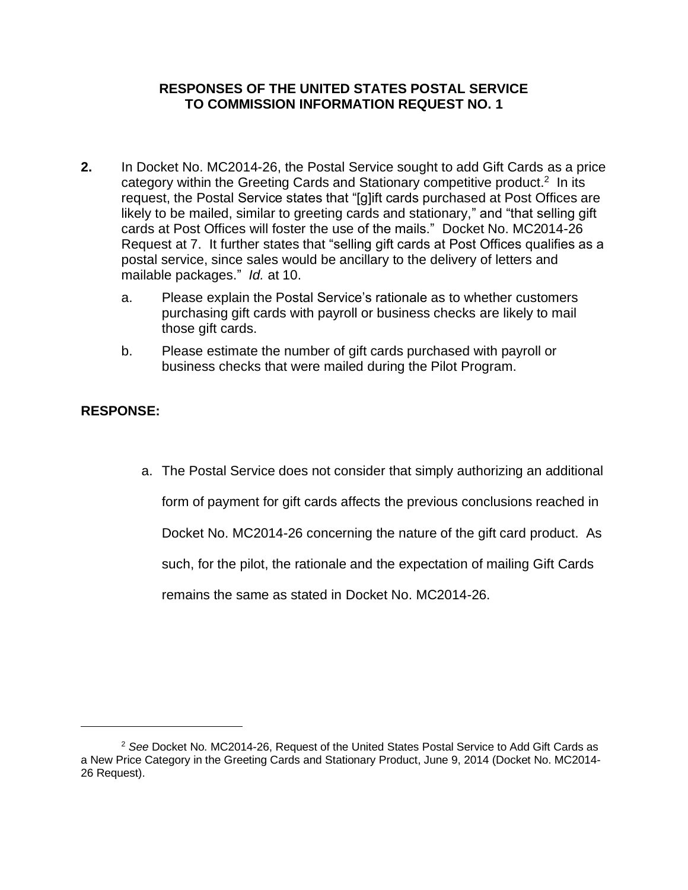## RESPONSES OF THE UNITED STATES POSTAL SERVICE TO COMMISSION INFORMATION REQUEST NO. 1

**2.** In Docket No. MC2014-26, the Postal Service sought to add Gift Cards as a price category within the Greeting Cards and Stationary competitive product.[2] In its request, the Postal Service states that "[g]ift cards purchased at Post Offices are likely to be mailed, similar to greeting cards and stationary," and "that selling gift cards at Post Offices will foster the use of the mails." Docket No. MC2014-26 Request at 7. It further states that "selling gift cards at Post Offices qualifies as a postal service, since sales would be ancillary to the delivery of letters and mailable packages." *Id.* at 10.

a. Please explain the Postal Service's rationale as to whether customers purchasing gift cards with payroll or business checks are likely to mail those gift cards.

b. Please estimate the number of gift cards purchased with payroll or business checks that were mailed during the Pilot Program.

**RESPONSE:**

a. The Postal Service does not consider that simply authorizing an additional form of payment for gift cards affects the previous conclusions reached in Docket No. MC2014-26 concerning the nature of the gift card product. As such, for the pilot, the rationale and the expectation of mailing Gift Cards remains the same as stated in Docket No. MC2014-26.

---

[2] *See* Docket No. MC2014-26, Request of the United States Postal Service to Add Gift Cards as a New Price Category in the Greeting Cards and Stationary Product, June 9, 2014 (Docket No. MC2014-26 Request).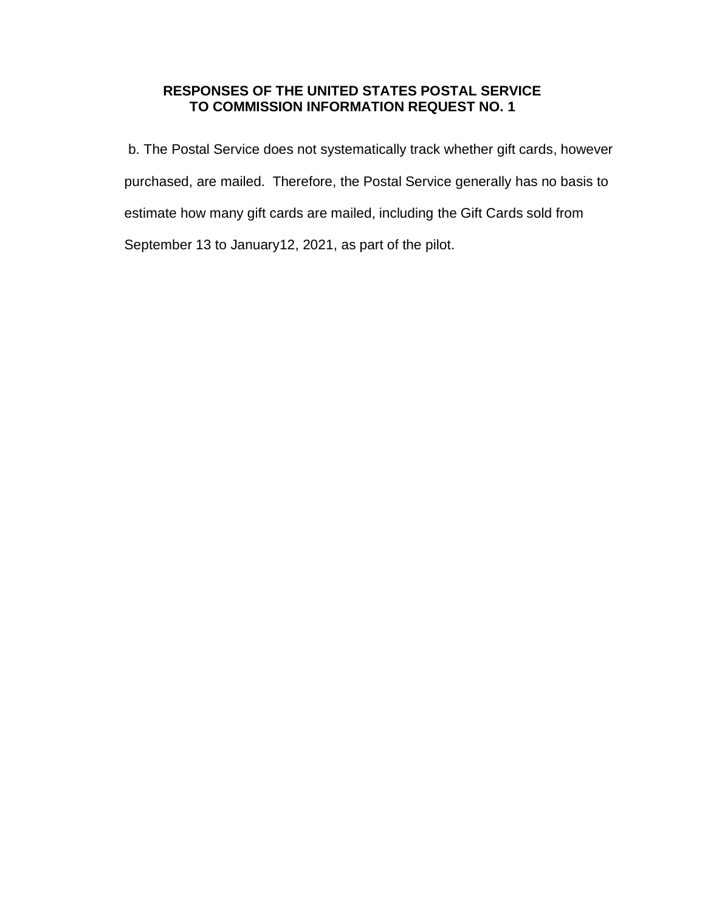**RESPONSES OF THE UNITED STATES POSTAL SERVICE TO COMMISSION INFORMATION REQUEST NO. 1**

b. The Postal Service does not systematically track whether gift cards, however purchased, are mailed. Therefore, the Postal Service generally has no basis to estimate how many gift cards are mailed, including the Gift Cards sold from September 13 to January12, 2021, as part of the pilot.